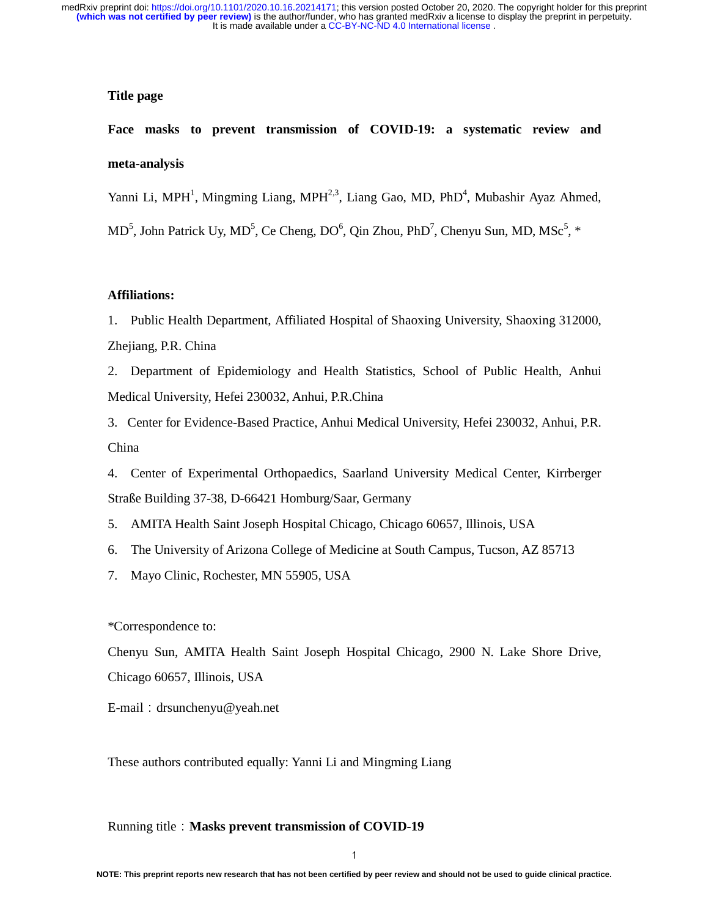**Title page**

# Face masks to prevent transmission of COVID-19: a systematic review and meta-analysis

Yanni Li, MPH[1], Mingming Liang, MPH[2,3], Liang Gao, MD, PhD[4], Mubashir Ayaz Ahmed, MD[5], John Patrick Uy, MD[5], Ce Cheng, DO[6], Qin Zhou, PhD[7], Chenyu Sun, MD, MSc[5], *

**Affiliations:**

1. Public Health Department, Affiliated Hospital of Shaoxing University, Shaoxing 312000, Zhejiang, P.R. China
2. Department of Epidemiology and Health Statistics, School of Public Health, Anhui Medical University, Hefei 230032, Anhui, P.R.China
3. Center for Evidence-Based Practice, Anhui Medical University, Hefei 230032, Anhui, P.R. China
4. Center of Experimental Orthopaedics, Saarland University Medical Center, Kirrberger Straße Building 37-38, D-66421 Homburg/Saar, Germany
5. AMITA Health Saint Joseph Hospital Chicago, Chicago 60657, Illinois, USA
6. The University of Arizona College of Medicine at South Campus, Tucson, AZ 85713
7. Mayo Clinic, Rochester, MN 55905, USA

*Correspondence to:

Chenyu Sun, AMITA Health Saint Joseph Hospital Chicago, 2900 N. Lake Shore Drive, Chicago 60657, Illinois, USA

E-mail：drsunchenyu@yeah.net

These authors contributed equally: Yanni Li and Mingming Liang

Running title：**Masks prevent transmission of COVID-19**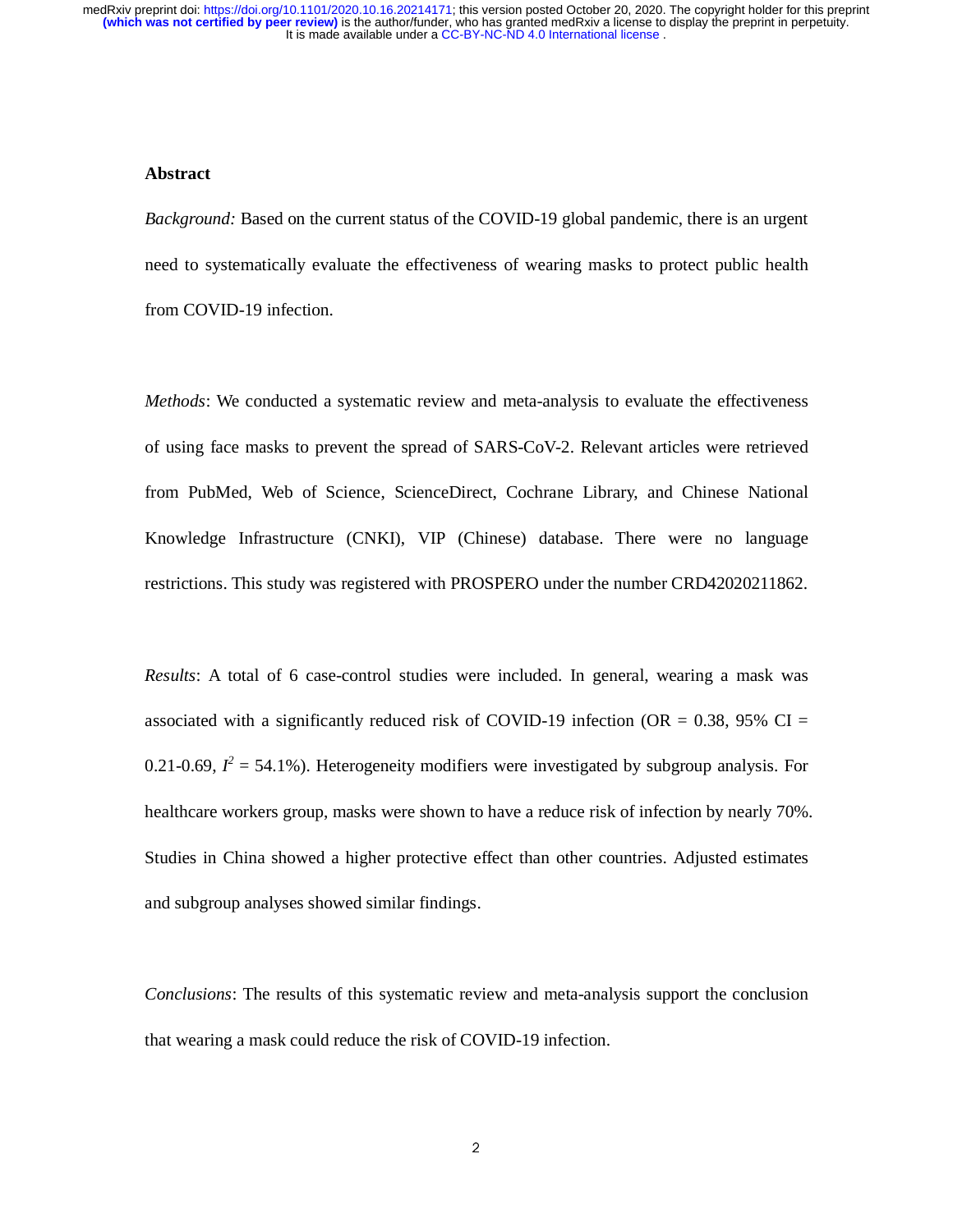## Abstract

*Background:* Based on the current status of the COVID-19 global pandemic, there is an urgent need to systematically evaluate the effectiveness of wearing masks to protect public health from COVID-19 infection.

*Methods*: We conducted a systematic review and meta-analysis to evaluate the effectiveness of using face masks to prevent the spread of SARS-CoV-2. Relevant articles were retrieved from PubMed, Web of Science, ScienceDirect, Cochrane Library, and Chinese National Knowledge Infrastructure (CNKI), VIP (Chinese) database. There were no language restrictions. This study was registered with PROSPERO under the number CRD42020211862.

*Results*: A total of 6 case-control studies were included. In general, wearing a mask was associated with a significantly reduced risk of COVID-19 infection (OR = 0.38, 95% CI = 0.21-0.69, $I^2$ = 54.1%). Heterogeneity modifiers were investigated by subgroup analysis. For healthcare workers group, masks were shown to have a reduce risk of infection by nearly 70%. Studies in China showed a higher protective effect than other countries. Adjusted estimates and subgroup analyses showed similar findings.

*Conclusions*: The results of this systematic review and meta-analysis support the conclusion that wearing a mask could reduce the risk of COVID-19 infection.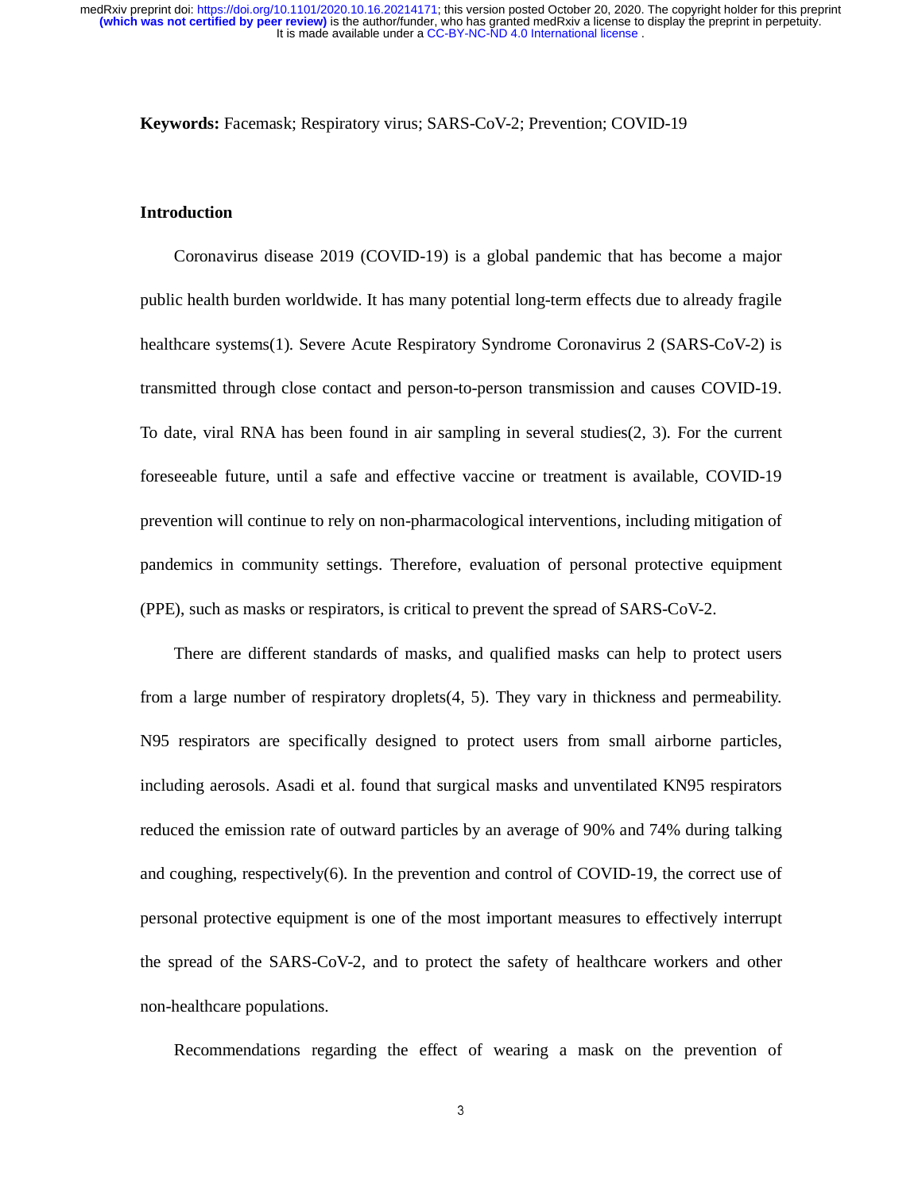**Keywords:** Facemask; Respiratory virus; SARS-CoV-2; Prevention; COVID-19

## Introduction

Coronavirus disease 2019 (COVID-19) is a global pandemic that has become a major public health burden worldwide. It has many potential long-term effects due to already fragile healthcare systems(1). Severe Acute Respiratory Syndrome Coronavirus 2 (SARS-CoV-2) is transmitted through close contact and person-to-person transmission and causes COVID-19. To date, viral RNA has been found in air sampling in several studies(2, 3). For the current foreseeable future, until a safe and effective vaccine or treatment is available, COVID-19 prevention will continue to rely on non-pharmacological interventions, including mitigation of pandemics in community settings. Therefore, evaluation of personal protective equipment (PPE), such as masks or respirators, is critical to prevent the spread of SARS-CoV-2.

There are different standards of masks, and qualified masks can help to protect users from a large number of respiratory droplets(4, 5). They vary in thickness and permeability. N95 respirators are specifically designed to protect users from small airborne particles, including aerosols. Asadi et al. found that surgical masks and unventilated KN95 respirators reduced the emission rate of outward particles by an average of 90% and 74% during talking and coughing, respectively(6). In the prevention and control of COVID-19, the correct use of personal protective equipment is one of the most important measures to effectively interrupt the spread of the SARS-CoV-2, and to protect the safety of healthcare workers and other non-healthcare populations.

Recommendations regarding the effect of wearing a mask on the prevention of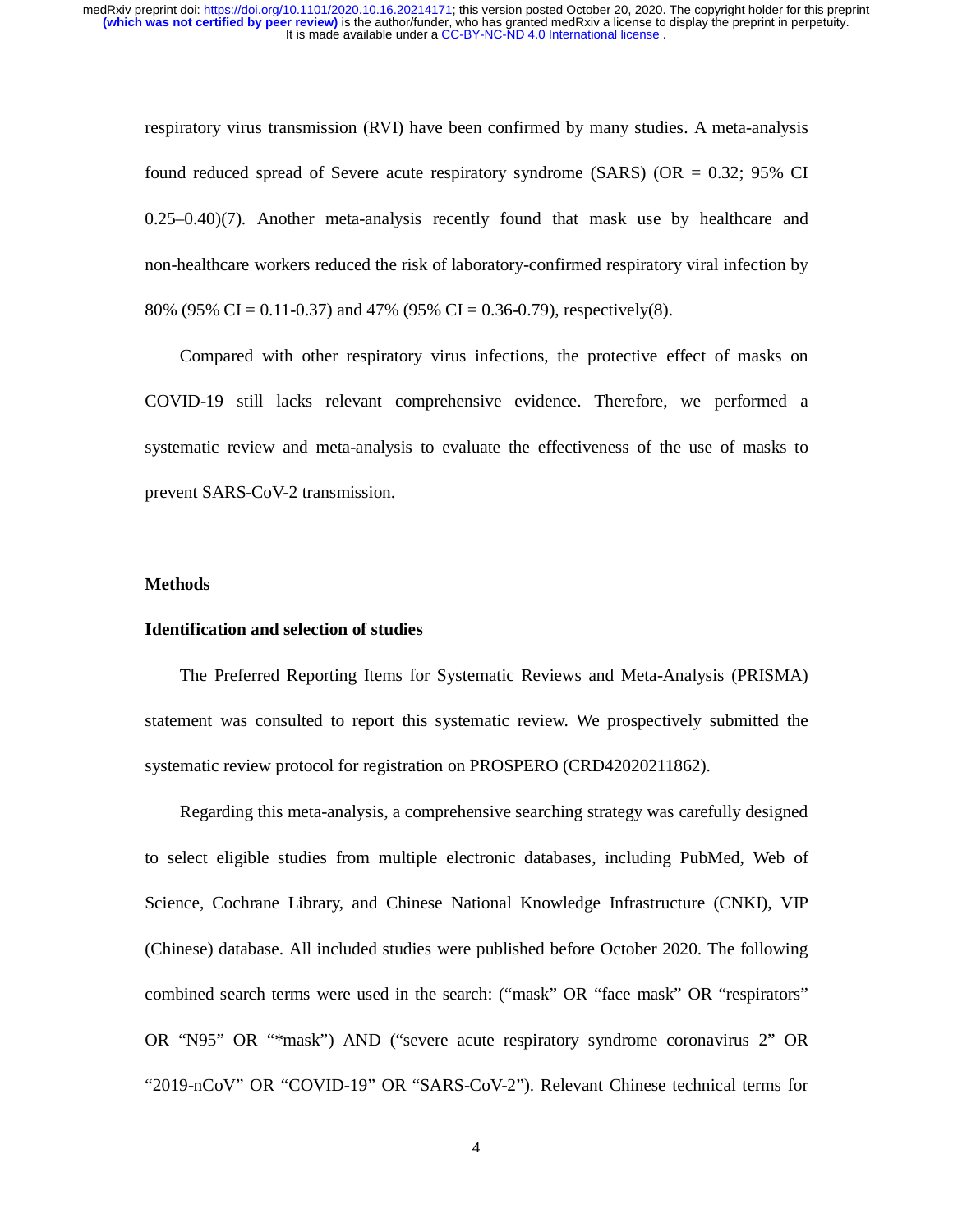respiratory virus transmission (RVI) have been confirmed by many studies. A meta-analysis found reduced spread of Severe acute respiratory syndrome (SARS) (OR = 0.32; 95% CI 0.25–0.40)(7). Another meta-analysis recently found that mask use by healthcare and non-healthcare workers reduced the risk of laboratory-confirmed respiratory viral infection by 80% (95% CI = 0.11-0.37) and 47% (95% CI = 0.36-0.79), respectively(8).

Compared with other respiratory virus infections, the protective effect of masks on COVID-19 still lacks relevant comprehensive evidence. Therefore, we performed a systematic review and meta-analysis to evaluate the effectiveness of the use of masks to prevent SARS-CoV-2 transmission.

## Methods

### Identification and selection of studies

The Preferred Reporting Items for Systematic Reviews and Meta-Analysis (PRISMA) statement was consulted to report this systematic review. We prospectively submitted the systematic review protocol for registration on PROSPERO (CRD42020211862).

Regarding this meta-analysis, a comprehensive searching strategy was carefully designed to select eligible studies from multiple electronic databases, including PubMed, Web of Science, Cochrane Library, and Chinese National Knowledge Infrastructure (CNKI), VIP (Chinese) database. All included studies were published before October 2020. The following combined search terms were used in the search: (“mask” OR “face mask” OR “respirators” OR “N95” OR “*mask”) AND (“severe acute respiratory syndrome coronavirus 2” OR “2019-nCoV” OR “COVID-19” OR “SARS-CoV-2”). Relevant Chinese technical terms for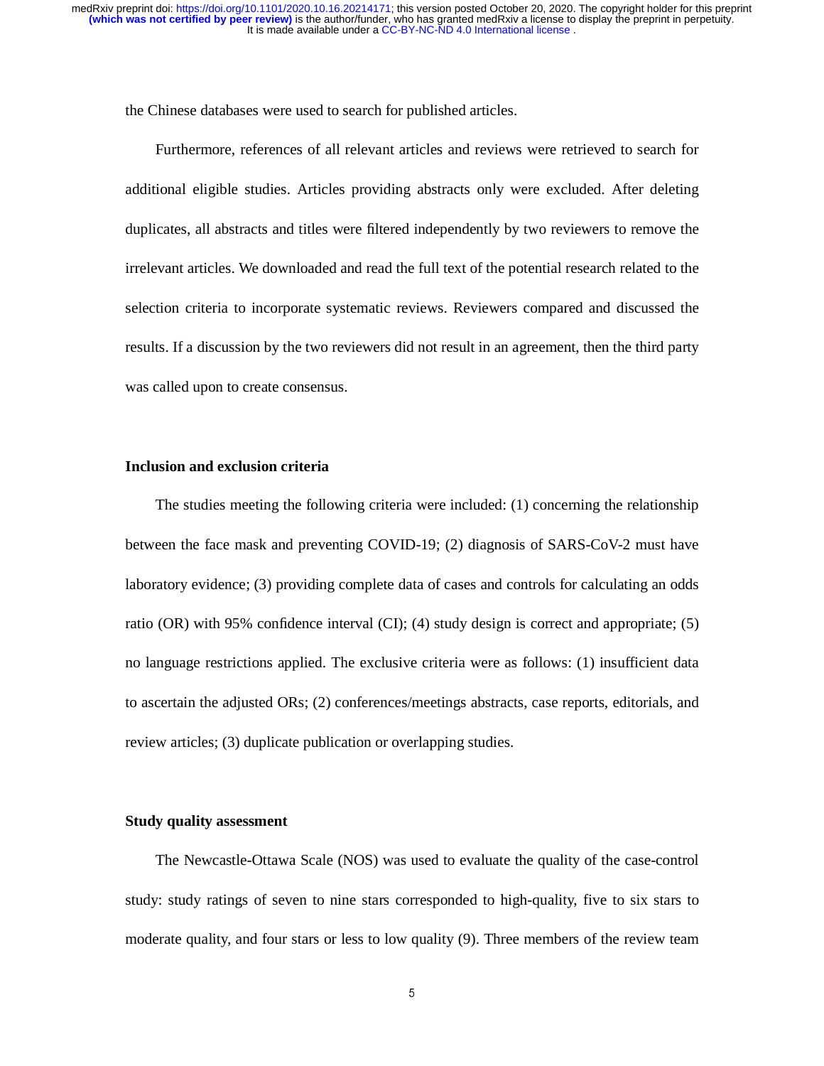the Chinese databases were used to search for published articles.

Furthermore, references of all relevant articles and reviews were retrieved to search for additional eligible studies. Articles providing abstracts only were excluded. After deleting duplicates, all abstracts and titles were filtered independently by two reviewers to remove the irrelevant articles. We downloaded and read the full text of the potential research related to the selection criteria to incorporate systematic reviews. Reviewers compared and discussed the results. If a discussion by the two reviewers did not result in an agreement, then the third party was called upon to create consensus.

**Inclusion and exclusion criteria**

The studies meeting the following criteria were included: (1) concerning the relationship between the face mask and preventing COVID-19; (2) diagnosis of SARS-CoV-2 must have laboratory evidence; (3) providing complete data of cases and controls for calculating an odds ratio (OR) with 95% confidence interval (CI); (4) study design is correct and appropriate; (5) no language restrictions applied. The exclusive criteria were as follows: (1) insufficient data to ascertain the adjusted ORs; (2) conferences/meetings abstracts, case reports, editorials, and review articles; (3) duplicate publication or overlapping studies.

**Study quality assessment**

The Newcastle-Ottawa Scale (NOS) was used to evaluate the quality of the case-control study: study ratings of seven to nine stars corresponded to high-quality, five to six stars to moderate quality, and four stars or less to low quality (9). Three members of the review team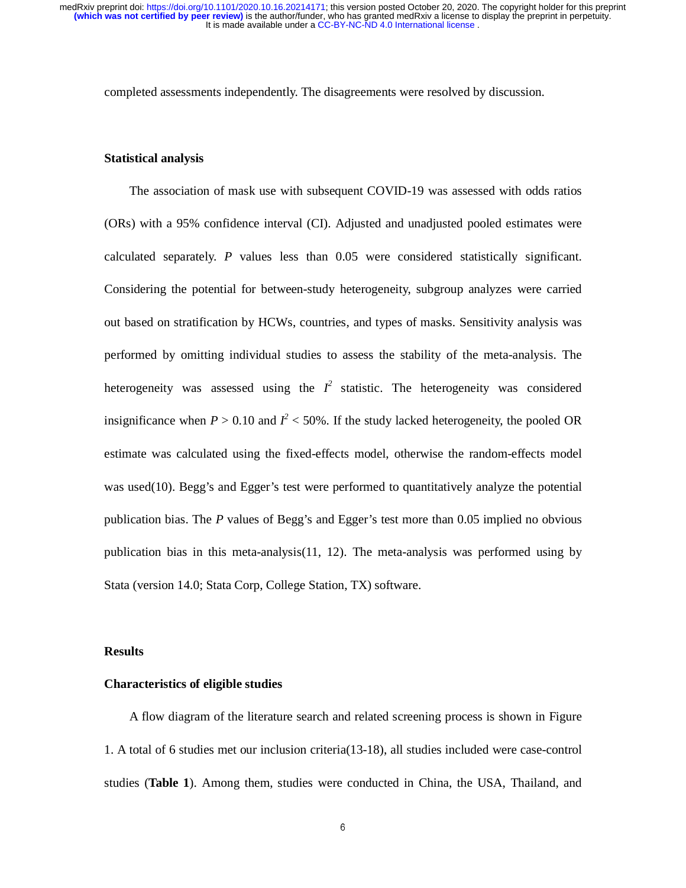completed assessments independently. The disagreements were resolved by discussion.

## Statistical analysis

The association of mask use with subsequent COVID-19 was assessed with odds ratios (ORs) with a 95% confidence interval (CI). Adjusted and unadjusted pooled estimates were calculated separately. $P$ values less than 0.05 were considered statistically significant. Considering the potential for between-study heterogeneity, subgroup analyzes were carried out based on stratification by HCWs, countries, and types of masks. Sensitivity analysis was performed by omitting individual studies to assess the stability of the meta-analysis. The heterogeneity was assessed using the $I^2$ statistic. The heterogeneity was considered insignificance when $P > 0.10$ and $I^2 < 50\%$. If the study lacked heterogeneity, the pooled OR estimate was calculated using the fixed-effects model, otherwise the random-effects model was used(10). Begg's and Egger's test were performed to quantitatively analyze the potential publication bias. The $P$ values of Begg's and Egger's test more than 0.05 implied no obvious publication bias in this meta-analysis(11, 12). The meta-analysis was performed using by Stata (version 14.0; Stata Corp, College Station, TX) software.

# Results

## Characteristics of eligible studies

A flow diagram of the literature search and related screening process is shown in Figure 1. A total of 6 studies met our inclusion criteria(13-18), all studies included were case-control studies (**Table 1**). Among them, studies were conducted in China, the USA, Thailand, and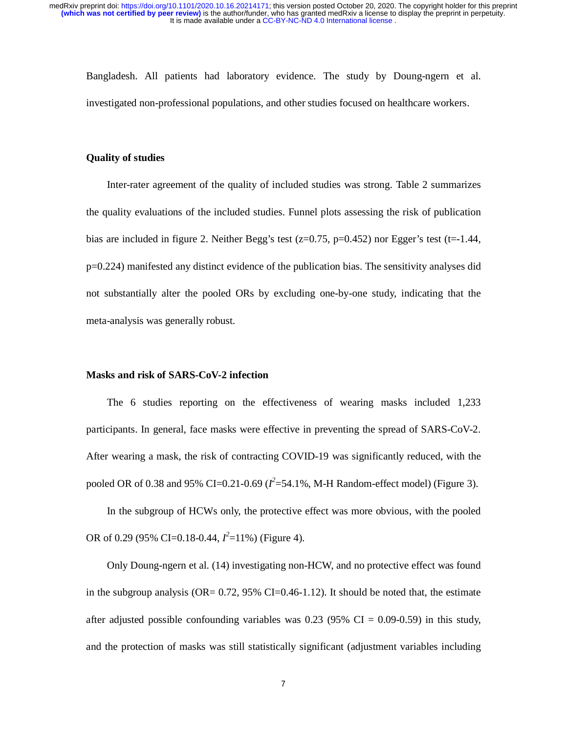Bangladesh. All patients had laboratory evidence. The study by Doung-ngern et al. investigated non-professional populations, and other studies focused on healthcare workers.

### Quality of studies

Inter-rater agreement of the quality of included studies was strong. Table 2 summarizes the quality evaluations of the included studies. Funnel plots assessing the risk of publication bias are included in figure 2. Neither Begg's test ($z=0.75$, $p=0.452$) nor Egger's test ($t=-1.44$, $p=0.224$) manifested any distinct evidence of the publication bias. The sensitivity analyses did not substantially alter the pooled ORs by excluding one-by-one study, indicating that the meta-analysis was generally robust.

### Masks and risk of SARS-CoV-2 infection

The 6 studies reporting on the effectiveness of wearing masks included 1,233 participants. In general, face masks were effective in preventing the spread of SARS-CoV-2. After wearing a mask, the risk of contracting COVID-19 was significantly reduced, with the pooled OR of 0.38 and 95% CI=0.21-0.69 ($I^2$=54.1%, M-H Random-effect model) (Figure 3).

In the subgroup of HCWs only, the protective effect was more obvious, with the pooled OR of 0.29 (95% CI=0.18-0.44, $I^2$=11%) (Figure 4).

Only Doung-ngern et al. (14) investigating non-HCW, and no protective effect was found in the subgroup analysis (OR= 0.72, 95% CI=0.46-1.12). It should be noted that, the estimate after adjusted possible confounding variables was 0.23 (95% CI = 0.09-0.59) in this study, and the protection of masks was still statistically significant (adjustment variables including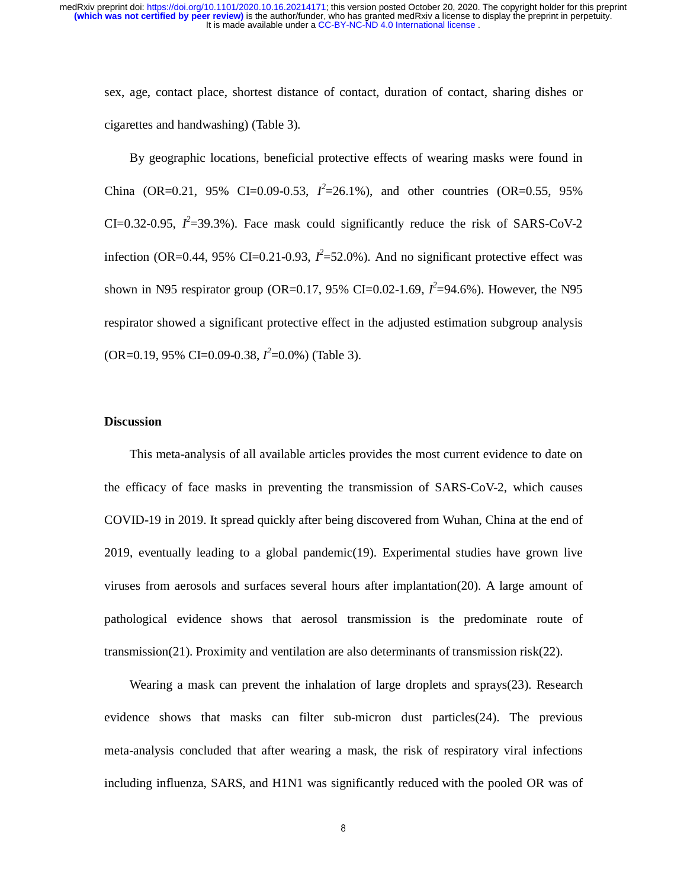sex, age, contact place, shortest distance of contact, duration of contact, sharing dishes or cigarettes and handwashing) (Table 3).

By geographic locations, beneficial protective effects of wearing masks were found in China (OR=0.21, 95% CI=0.09-0.53, $I^2$=26.1%), and other countries (OR=0.55, 95% CI=0.32-0.95, $I^2$=39.3%). Face mask could significantly reduce the risk of SARS-CoV-2 infection (OR=0.44, 95% CI=0.21-0.93, $I^2$=52.0%). And no significant protective effect was shown in N95 respirator group (OR=0.17, 95% CI=0.02-1.69, $I^2$=94.6%). However, the N95 respirator showed a significant protective effect in the adjusted estimation subgroup analysis (OR=0.19, 95% CI=0.09-0.38, $I^2$=0.0%) (Table 3).

## Discussion

This meta-analysis of all available articles provides the most current evidence to date on the efficacy of face masks in preventing the transmission of SARS-CoV-2, which causes COVID-19 in 2019. It spread quickly after being discovered from Wuhan, China at the end of 2019, eventually leading to a global pandemic(19). Experimental studies have grown live viruses from aerosols and surfaces several hours after implantation(20). A large amount of pathological evidence shows that aerosol transmission is the predominate route of transmission(21). Proximity and ventilation are also determinants of transmission risk(22).

Wearing a mask can prevent the inhalation of large droplets and sprays(23). Research evidence shows that masks can filter sub-micron dust particles(24). The previous meta-analysis concluded that after wearing a mask, the risk of respiratory viral infections including influenza, SARS, and H1N1 was significantly reduced with the pooled OR was of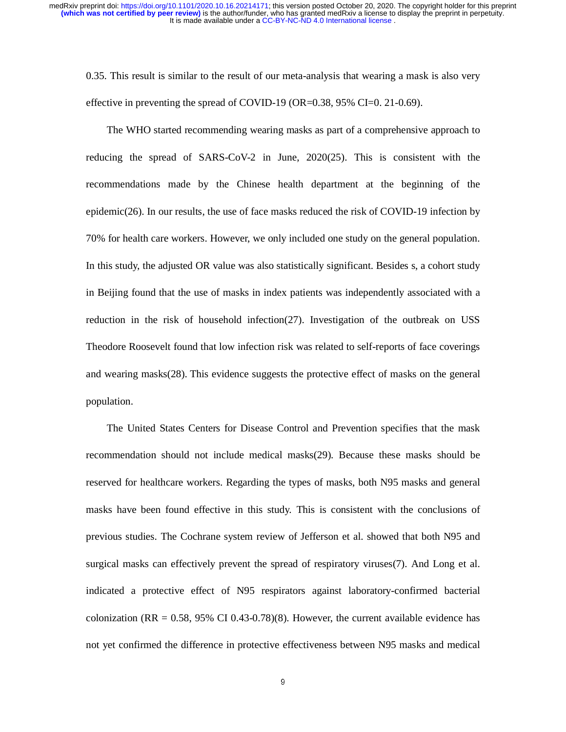0.35. This result is similar to the result of our meta-analysis that wearing a mask is also very effective in preventing the spread of COVID-19 (OR=0.38, 95% CI=0. 21-0.69).

The WHO started recommending wearing masks as part of a comprehensive approach to reducing the spread of SARS-CoV-2 in June, 2020(25). This is consistent with the recommendations made by the Chinese health department at the beginning of the epidemic(26). In our results, the use of face masks reduced the risk of COVID-19 infection by 70% for health care workers. However, we only included one study on the general population. In this study, the adjusted OR value was also statistically significant. Besides s, a cohort study in Beijing found that the use of masks in index patients was independently associated with a reduction in the risk of household infection(27). Investigation of the outbreak on USS Theodore Roosevelt found that low infection risk was related to self-reports of face coverings and wearing masks(28). This evidence suggests the protective effect of masks on the general population.

The United States Centers for Disease Control and Prevention specifies that the mask recommendation should not include medical masks(29). Because these masks should be reserved for healthcare workers. Regarding the types of masks, both N95 masks and general masks have been found effective in this study. This is consistent with the conclusions of previous studies. The Cochrane system review of Jefferson et al. showed that both N95 and surgical masks can effectively prevent the spread of respiratory viruses(7). And Long et al. indicated a protective effect of N95 respirators against laboratory-confirmed bacterial colonization (RR = 0.58, 95% CI 0.43-0.78)(8). However, the current available evidence has not yet confirmed the difference in protective effectiveness between N95 masks and medical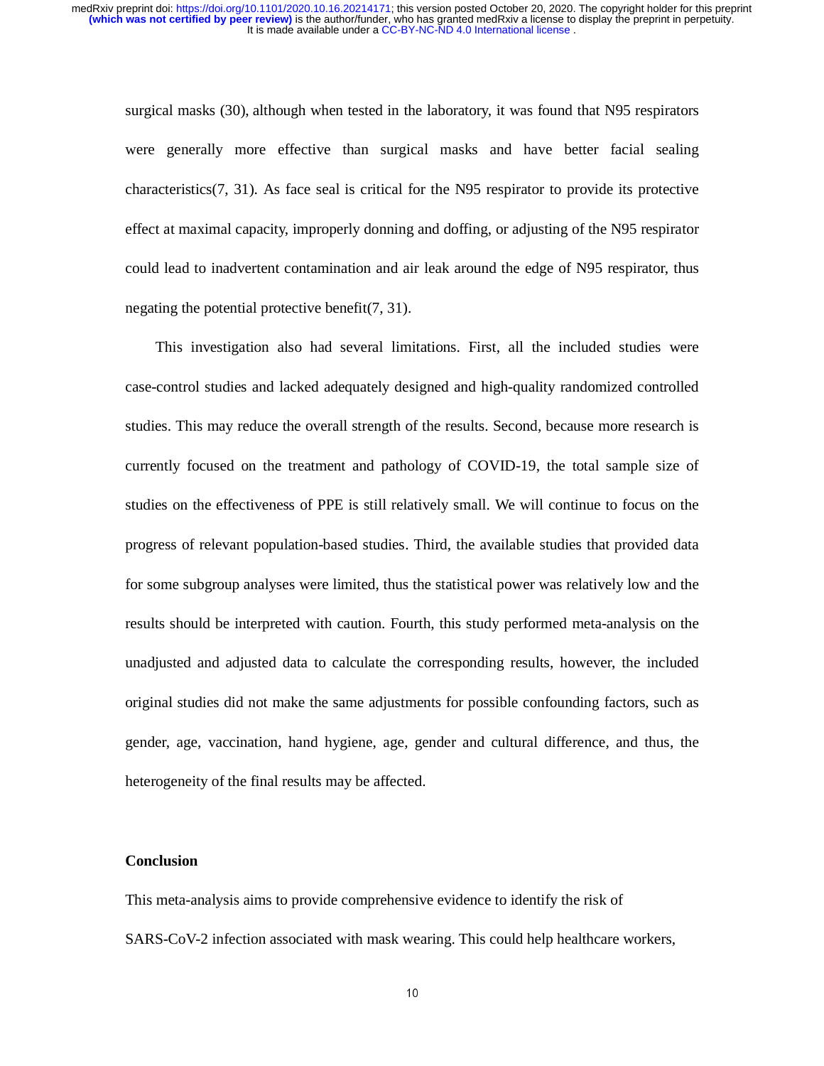surgical masks (30), although when tested in the laboratory, it was found that N95 respirators were generally more effective than surgical masks and have better facial sealing characteristics(7, 31). As face seal is critical for the N95 respirator to provide its protective effect at maximal capacity, improperly donning and doffing, or adjusting of the N95 respirator could lead to inadvertent contamination and air leak around the edge of N95 respirator, thus negating the potential protective benefit(7, 31).

This investigation also had several limitations. First, all the included studies were case-control studies and lacked adequately designed and high-quality randomized controlled studies. This may reduce the overall strength of the results. Second, because more research is currently focused on the treatment and pathology of COVID-19, the total sample size of studies on the effectiveness of PPE is still relatively small. We will continue to focus on the progress of relevant population-based studies. Third, the available studies that provided data for some subgroup analyses were limited, thus the statistical power was relatively low and the results should be interpreted with caution. Fourth, this study performed meta-analysis on the unadjusted and adjusted data to calculate the corresponding results, however, the included original studies did not make the same adjustments for possible confounding factors, such as gender, age, vaccination, hand hygiene, age, gender and cultural difference, and thus, the heterogeneity of the final results may be affected.

## Conclusion

This meta-analysis aims to provide comprehensive evidence to identify the risk of SARS-CoV-2 infection associated with mask wearing. This could help healthcare workers,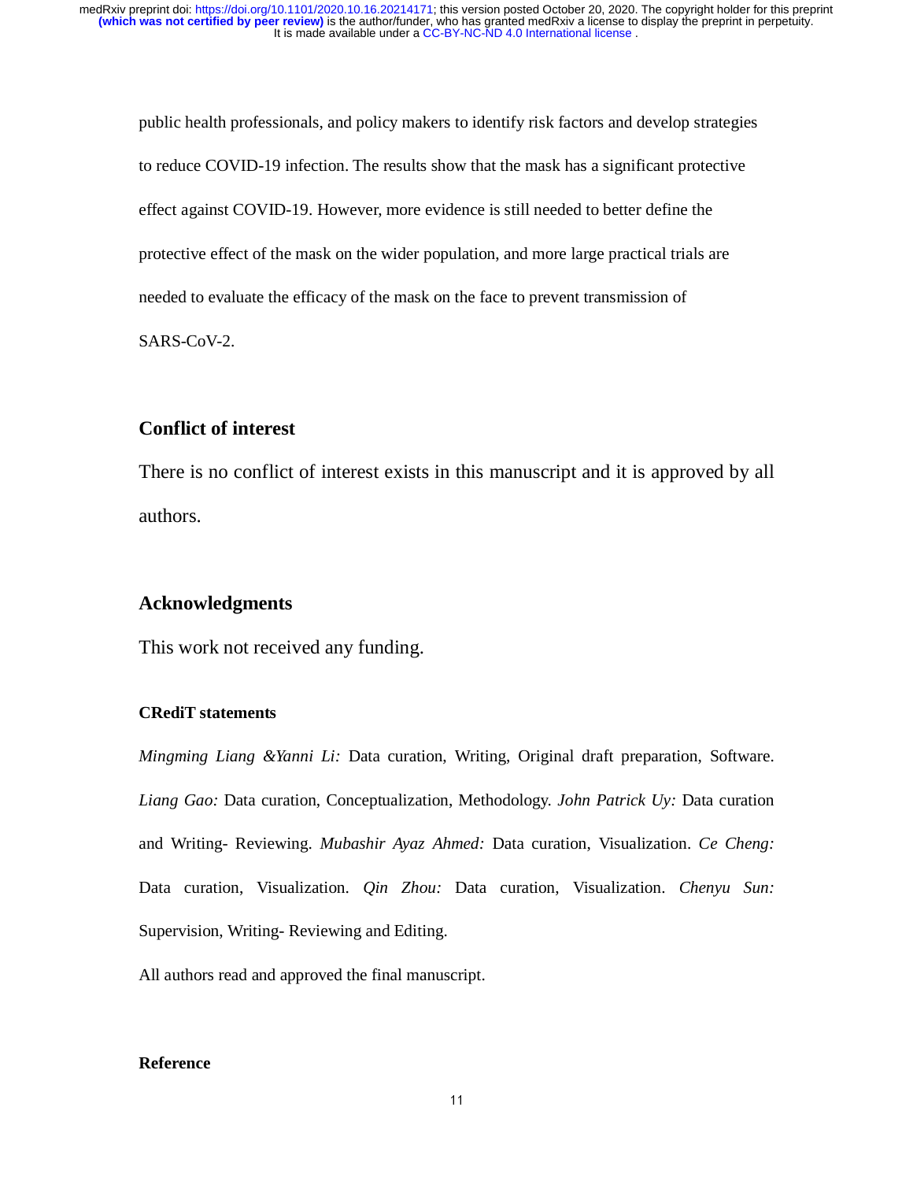public health professionals, and policy makers to identify risk factors and develop strategies to reduce COVID-19 infection. The results show that the mask has a significant protective effect against COVID-19. However, more evidence is still needed to better define the protective effect of the mask on the wider population, and more large practical trials are needed to evaluate the efficacy of the mask on the face to prevent transmission of SARS-CoV-2.

## Conflict of interest

There is no conflict of interest exists in this manuscript and it is approved by all authors.

## Acknowledgments

This work not received any funding.

### CRediT statements

*Mingming Liang &Yanni Li:* Data curation, Writing, Original draft preparation, Software. *Liang Gao:* Data curation, Conceptualization, Methodology. *John Patrick Uy:* Data curation and Writing- Reviewing. *Mubashir Ayaz Ahmed:* Data curation, Visualization. *Ce Cheng:* Data curation, Visualization. *Qin Zhou:* Data curation, Visualization. *Chenyu Sun:* Supervision, Writing- Reviewing and Editing.

All authors read and approved the final manuscript.

### Reference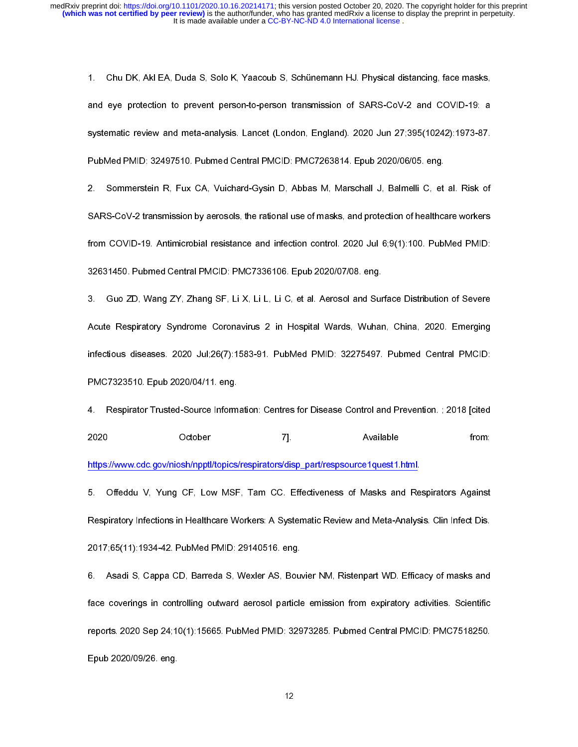1. Chu DK, Akl EA, Duda S, Solo K, Yaacoub S, Schünemann HJ. Physical distancing, face masks, and eye protection to prevent person-to-person transmission of SARS-CoV-2 and COVID-19: a systematic review and meta-analysis. Lancet (London, England). 2020 Jun 27;395(10242):1973-87. PubMed PMID: 32497510. Pubmed Central PMCID: PMC7263814. Epub 2020/06/05. eng.

2. Sommerstein R, Fux CA, Vuichard-Gysin D, Abbas M, Marschall J, Balmelli C, et al. Risk of SARS-CoV-2 transmission by aerosols, the rational use of masks, and protection of healthcare workers from COVID-19. Antimicrobial resistance and infection control. 2020 Jul 6;9(1):100. PubMed PMID: 32631450. Pubmed Central PMCID: PMC7336106. Epub 2020/07/08. eng.

3. Guo ZD, Wang ZY, Zhang SF, Li X, Li L, Li C, et al. Aerosol and Surface Distribution of Severe Acute Respiratory Syndrome Coronavirus 2 in Hospital Wards, Wuhan, China, 2020. Emerging infectious diseases. 2020 Jul;26(7):1583-91. PubMed PMID: 32275497. Pubmed Central PMCID: PMC7323510. Epub 2020/04/11. eng.

4. Respirator Trusted-Source Information: Centres for Disease Control and Prevention. ; 2018 [cited 2020 October 7]. Available from: https://www.cdc.gov/niosh/npptl/topics/respirators/disp_part/respsource1quest1.html.

5. Offeddu V, Yung CF, Low MSF, Tam CC. Effectiveness of Masks and Respirators Against Respiratory Infections in Healthcare Workers: A Systematic Review and Meta-Analysis. Clin Infect Dis. 2017;65(11):1934-42. PubMed PMID: 29140516. eng.

6. Asadi S, Cappa CD, Barreda S, Wexler AS, Bouvier NM, Ristenpart WD. Efficacy of masks and face coverings in controlling outward aerosol particle emission from expiratory activities. Scientific reports. 2020 Sep 24;10(1):15665. PubMed PMID: 32973285. Pubmed Central PMCID: PMC7518250. Epub 2020/09/26. eng.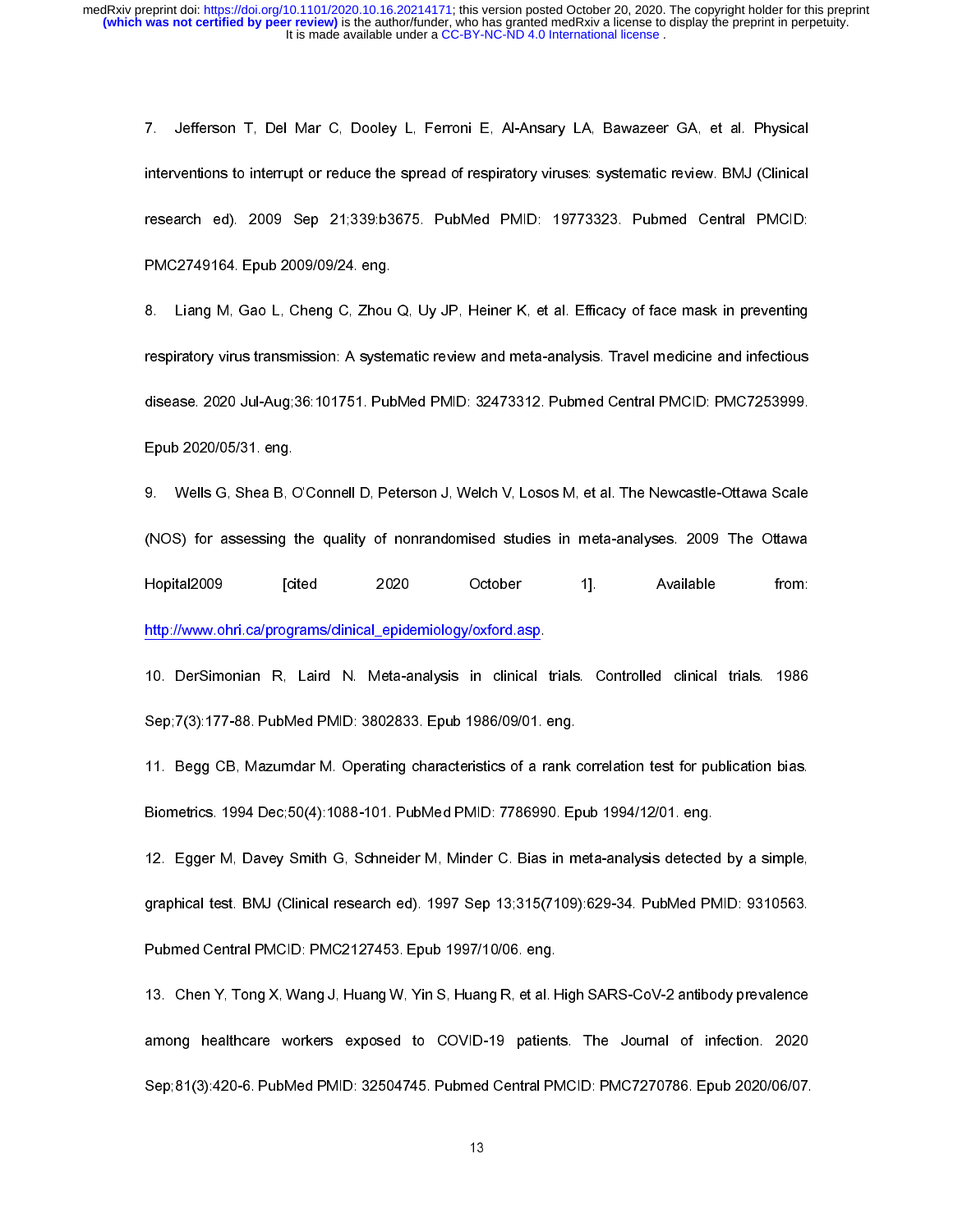7. Jefferson T, Del Mar C, Dooley L, Ferroni E, Al-Ansary LA, Bawazeer GA, et al. Physical interventions to interrupt or reduce the spread of respiratory viruses: systematic review. BMJ (Clinical research ed). 2009 Sep 21;339:b3675. PubMed PMID: 19773323. Pubmed Central PMCID: PMC2749164. Epub 2009/09/24. eng.

8. Liang M, Gao L, Cheng C, Zhou Q, Uy JP, Heiner K, et al. Efficacy of face mask in preventing respiratory virus transmission: A systematic review and meta-analysis. Travel medicine and infectious disease. 2020 Jul-Aug;36:101751. PubMed PMID: 32473312. Pubmed Central PMCID: PMC7253999. Epub 2020/05/31. eng.

9. Wells G, Shea B, O'Connell D, Peterson J, Welch V, Losos M, et al. The Newcastle-Ottawa Scale (NOS) for assessing the quality of nonrandomised studies in meta-analyses. 2009 The Ottawa Hopital2009 [cited 2020 October 1]. Available from: http://www.ohri.ca/programs/clinical_epidemiology/oxford.asp.

10. DerSimonian R, Laird N. Meta-analysis in clinical trials. Controlled clinical trials. 1986 Sep;7(3):177-88. PubMed PMID: 3802833. Epub 1986/09/01. eng.

11. Begg CB, Mazumdar M. Operating characteristics of a rank correlation test for publication bias. Biometrics. 1994 Dec;50(4):1088-101. PubMed PMID: 7786990. Epub 1994/12/01. eng.

12. Egger M, Davey Smith G, Schneider M, Minder C. Bias in meta-analysis detected by a simple, graphical test. BMJ (Clinical research ed). 1997 Sep 13;315(7109):629-34. PubMed PMID: 9310563. Pubmed Central PMCID: PMC2127453. Epub 1997/10/06. eng.

13. Chen Y, Tong X, Wang J, Huang W, Yin S, Huang R, et al. High SARS-CoV-2 antibody prevalence among healthcare workers exposed to COVID-19 patients. The Journal of infection. 2020 Sep;81(3):420-6. PubMed PMID: 32504745. Pubmed Central PMCID: PMC7270786. Epub 2020/06/07.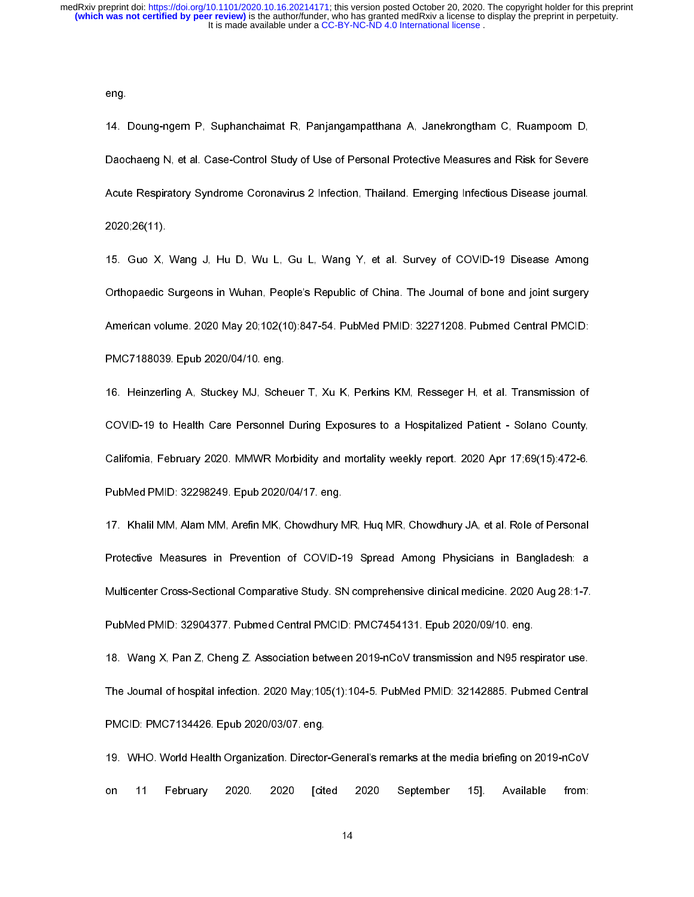eng.

14. Doung-ngern P, Suphanchaimat R, Panjangampatthana A, Janekrongtham C, Ruampoom D, Daochaeng N, et al. Case-Control Study of Use of Personal Protective Measures and Risk for Severe Acute Respiratory Syndrome Coronavirus 2 Infection, Thailand. Emerging Infectious Disease journal. 2020;26(11).

15. Guo X, Wang J, Hu D, Wu L, Gu L, Wang Y, et al. Survey of COVID-19 Disease Among Orthopaedic Surgeons in Wuhan, People's Republic of China. The Journal of bone and joint surgery American volume. 2020 May 20;102(10):847-54. PubMed PMID: 32271208. Pubmed Central PMCID: PMC7188039. Epub 2020/04/10. eng.

16. Heinzerling A, Stuckey MJ, Scheuer T, Xu K, Perkins KM, Resseger H, et al. Transmission of COVID-19 to Health Care Personnel During Exposures to a Hospitalized Patient - Solano County, California, February 2020. MMWR Morbidity and mortality weekly report. 2020 Apr 17;69(15):472-6. PubMed PMID: 32298249. Epub 2020/04/17. eng.

17. Khalil MM, Alam MM, Arefin MK, Chowdhury MR, Huq MR, Chowdhury JA, et al. Role of Personal Protective Measures in Prevention of COVID-19 Spread Among Physicians in Bangladesh: a Multicenter Cross-Sectional Comparative Study. SN comprehensive clinical medicine. 2020 Aug 28:1-7. PubMed PMID: 32904377. Pubmed Central PMCID: PMC7454131. Epub 2020/09/10. eng.

18. Wang X, Pan Z, Cheng Z. Association between 2019-nCoV transmission and N95 respirator use. The Journal of hospital infection. 2020 May;105(1):104-5. PubMed PMID: 32142885. Pubmed Central PMCID: PMC7134426. Epub 2020/03/07. eng.

19. WHO. World Health Organization. Director-General's remarks at the media briefing on 2019-nCoV on 11 February 2020. 2020 [cited 2020 September 15]. Available from: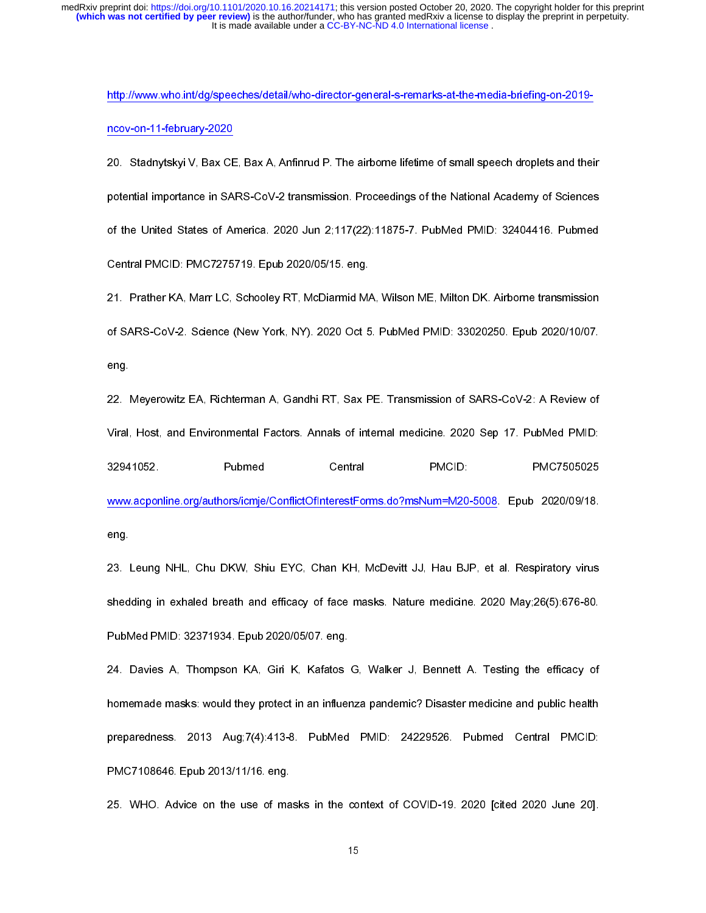http://www.who.int/dg/speeches/detail/who-director-general-s-remarks-at-the-media-briefing-on-2019-ncov-on-11-february-2020

20. Stadnytskyi V, Bax CE, Bax A, Anfinrud P. The airborne lifetime of small speech droplets and their potential importance in SARS-CoV-2 transmission. Proceedings of the National Academy of Sciences of the United States of America. 2020 Jun 2;117(22):11875-7. PubMed PMID: 32404416. Pubmed Central PMCID: PMC7275719. Epub 2020/05/15. eng.

21. Prather KA, Marr LC, Schooley RT, McDiarmid MA, Wilson ME, Milton DK. Airborne transmission of SARS-CoV-2. Science (New York, NY). 2020 Oct 5. PubMed PMID: 33020250. Epub 2020/10/07. eng.

22. Meyerowitz EA, Richterman A, Gandhi RT, Sax PE. Transmission of SARS-CoV-2: A Review of Viral, Host, and Environmental Factors. Annals of internal medicine. 2020 Sep 17. PubMed PMID: 32941052. Pubmed Central PMCID: PMC7505025 www.acponline.org/authors/icmje/ConflictOfInterestForms.do?msNum=M20-5008. Epub 2020/09/18. eng.

23. Leung NHL, Chu DKW, Shiu EYC, Chan KH, McDevitt JJ, Hau BJP, et al. Respiratory virus shedding in exhaled breath and efficacy of face masks. Nature medicine. 2020 May;26(5):676-80. PubMed PMID: 32371934. Epub 2020/05/07. eng.

24. Davies A, Thompson KA, Giri K, Kafatos G, Walker J, Bennett A. Testing the efficacy of homemade masks: would they protect in an influenza pandemic? Disaster medicine and public health preparedness. 2013 Aug;7(4):413-8. PubMed PMID: 24229526. Pubmed Central PMCID: PMC7108646. Epub 2013/11/16. eng.

25. WHO. Advice on the use of masks in the context of COVID-19. 2020 [cited 2020 June 20].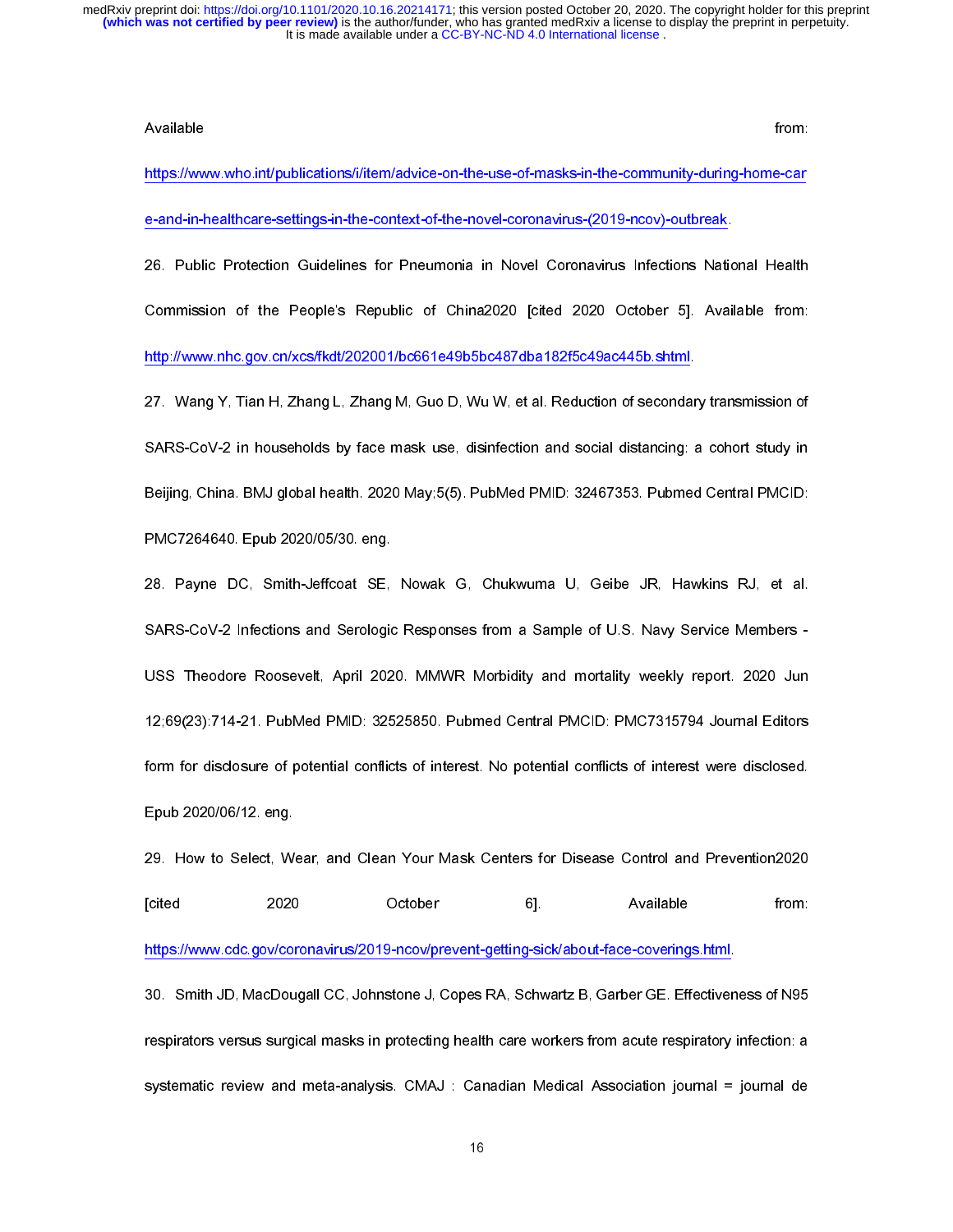Available from: https://www.who.int/publications/i/item/advice-on-the-use-of-masks-in-the-community-during-home-care-and-in-healthcare-settings-in-the-context-of-the-novel-coronavirus-(2019-ncov)-outbreak.

26. Public Protection Guidelines for Pneumonia in Novel Coronavirus Infections National Health Commission of the People's Republic of China2020 [cited 2020 October 5]. Available from: http://www.nhc.gov.cn/xcs/fkdt/202001/bc661e49b5bc487dba182f5c49ac445b.shtml.

27. Wang Y, Tian H, Zhang L, Zhang M, Guo D, Wu W, et al. Reduction of secondary transmission of SARS-CoV-2 in households by face mask use, disinfection and social distancing: a cohort study in Beijing, China. BMJ global health. 2020 May;5(5). PubMed PMID: 32467353. Pubmed Central PMCID: PMC7264640. Epub 2020/05/30. eng.

28. Payne DC, Smith-Jeffcoat SE, Nowak G, Chukwuma U, Geibe JR, Hawkins RJ, et al. SARS-CoV-2 Infections and Serologic Responses from a Sample of U.S. Navy Service Members - USS Theodore Roosevelt, April 2020. MMWR Morbidity and mortality weekly report. 2020 Jun 12;69(23):714-21. PubMed PMID: 32525850. Pubmed Central PMCID: PMC7315794 Journal Editors form for disclosure of potential conflicts of interest. No potential conflicts of interest were disclosed. Epub 2020/06/12. eng.

29. How to Select, Wear, and Clean Your Mask Centers for Disease Control and Prevention2020 [cited 2020 October 6]. Available from: https://www.cdc.gov/coronavirus/2019-ncov/prevent-getting-sick/about-face-coverings.html.

30. Smith JD, MacDougall CC, Johnstone J, Copes RA, Schwartz B, Garber GE. Effectiveness of N95 respirators versus surgical masks in protecting health care workers from acute respiratory infection: a systematic review and meta-analysis. CMAJ : Canadian Medical Association journal = journal de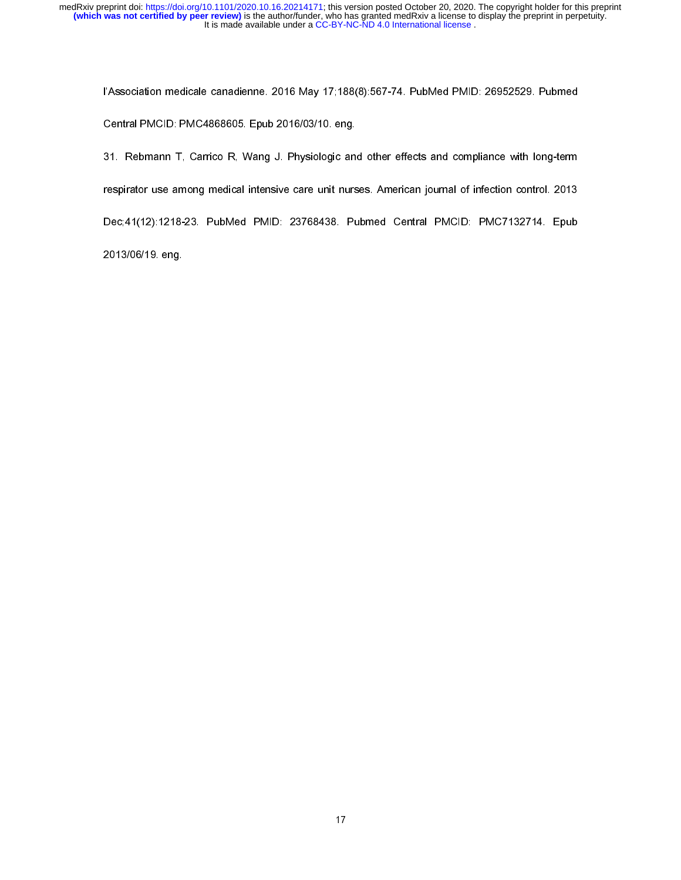l'Association medicale canadienne. 2016 May 17;188(8):567-74. PubMed PMID: 26952529. Pubmed Central PMCID: PMC4868605. Epub 2016/03/10. eng.

31. Rebmann T, Carrico R, Wang J. Physiologic and other effects and compliance with long-term respirator use among medical intensive care unit nurses. American journal of infection control. 2013 Dec;41(12):1218-23. PubMed PMID: 23768438. Pubmed Central PMCID: PMC7132714. Epub 2013/06/19. eng.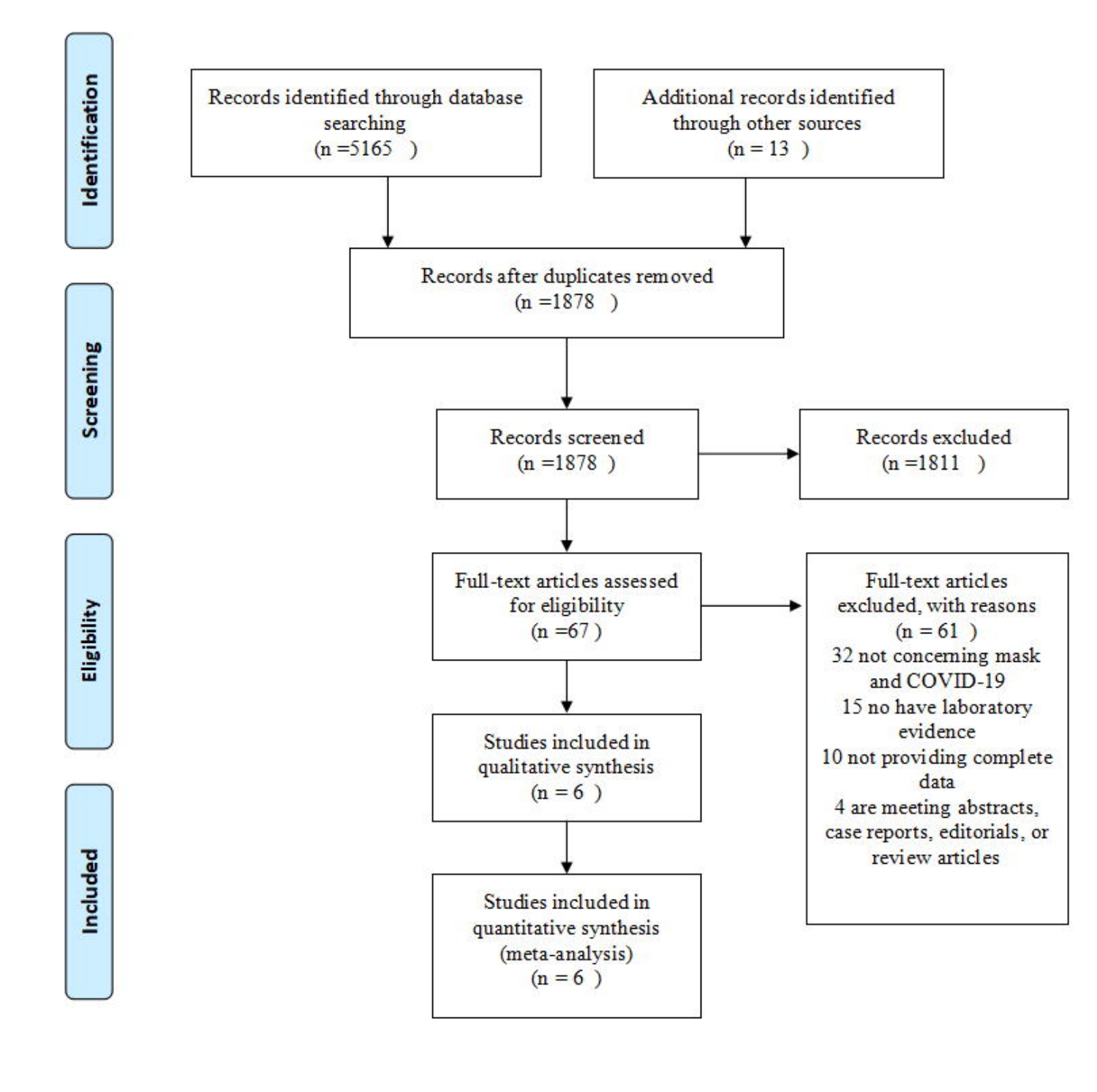**Identification**

Records identified through database searching
(n =5165 )

Additional records identified through other sources
(n = 13 )

**Screening**

Records after duplicates removed
(n =1878 )

Records screened
(n =1878 )

Records excluded
(n =1811 )

**Eligibility**

Full-text articles assessed for eligibility
(n =67 )

Full-text articles excluded, with reasons
(n = 61 )
32 not concerning mask and COVID-19
15 no have laboratory evidence
10 not providing complete data
4 are meeting abstracts, case reports, editorials, or review articles

**Included**

Studies included in qualitative synthesis
(n = 6 )

Studies included in quantitative synthesis (meta-analysis)
(n = 6 )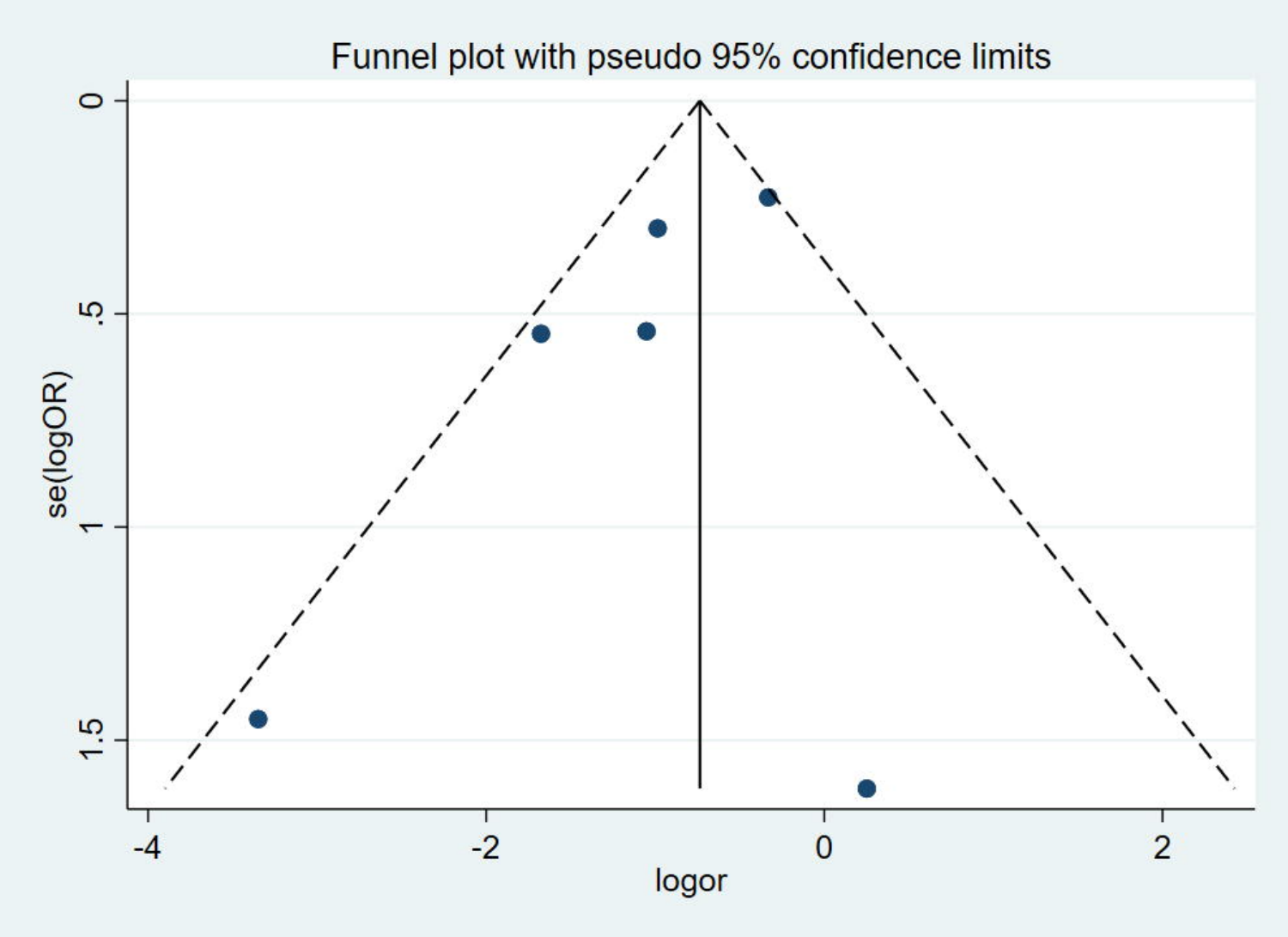Funnel plot with pseudo 95% confidence limits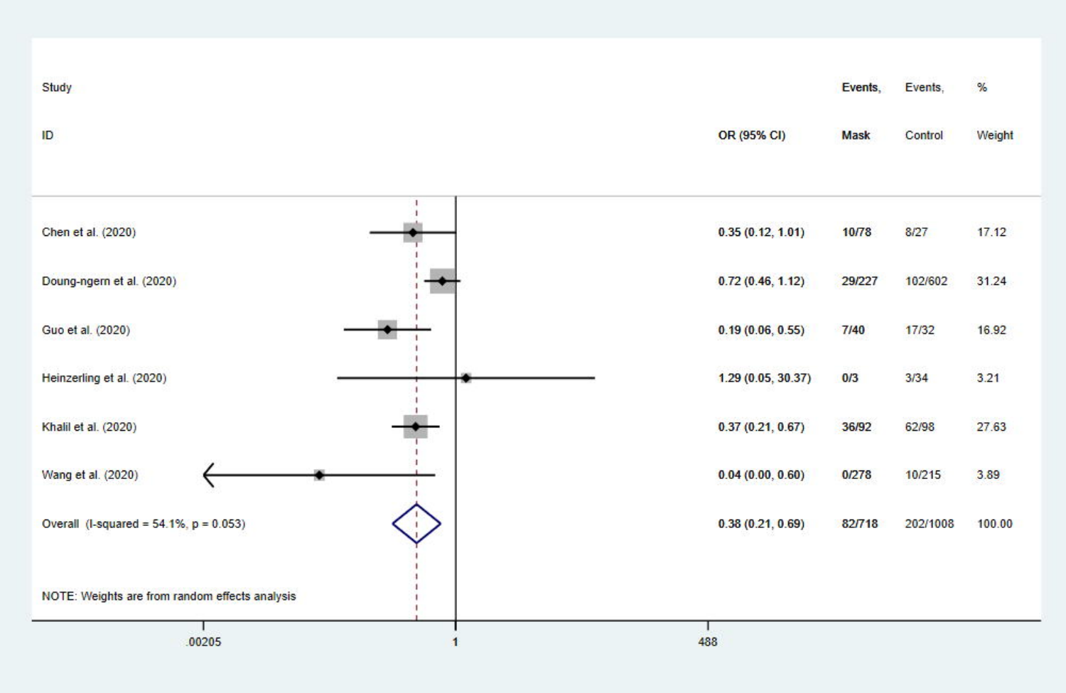| Study ID | OR (95% CI) | Events, Mask | Events, Control | % Weight |
| --- | --- | --- | --- | --- |
| Chen et al. (2020) | 0.35 (0.12, 1.01) | 10/78 | 8/27 | 17.12 |
| Doung-ngern et al. (2020) | 0.72 (0.46, 1.12) | 29/227 | 102/602 | 31.24 |
| Guo et al. (2020) | 0.19 (0.06, 0.55) | 7/40 | 17/32 | 16.92 |
| Heinzerling et al. (2020) | 1.29 (0.05, 30.37) | 0/3 | 3/34 | 3.21 |
| Khalil et al. (2020) | 0.37 (0.21, 0.67) | 36/92 | 62/98 | 27.63 |
| Wang et al. (2020) | 0.04 (0.00, 0.60) | 0/278 | 10/215 | 3.89 |
| Overall (I-squared = 54.1%, p = 0.053) | 0.38 (0.21, 0.69) | 82/718 | 202/1008 | 100.00 |

NOTE: Weights are from random effects analysis

.00205 1 488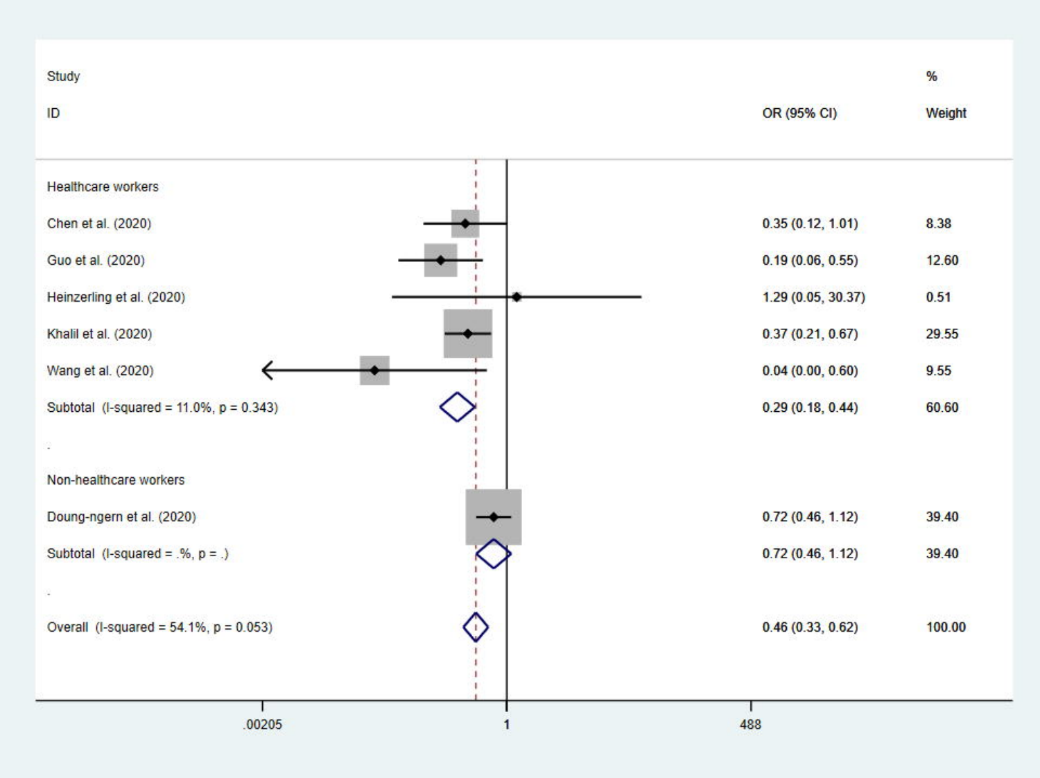Study

ID

OR (95% CI)

%

Weight

Healthcare workers

Chen et al. (2020) 0.35 (0.12, 1.01) 8.38

Guo et al. (2020) 0.19 (0.06, 0.55) 12.60

Heinzerling et al. (2020) 1.29 (0.05, 30.37) 0.51

Khalil et al. (2020) 0.37 (0.21, 0.67) 29.55

Wang et al. (2020) 0.04 (0.00, 0.60) 9.55

Subtotal (I-squared = 11.0%, p = 0.343) 0.29 (0.18, 0.44) 60.60

.

Non-healthcare workers

Doung-ngern et al. (2020) 0.72 (0.46, 1.12) 39.40

Subtotal (I-squared = .%, p = .) 0.72 (0.46, 1.12) 39.40

.

Overall (I-squared = 54.1%, p = 0.053) 0.46 (0.33, 0.62) 100.00

.00205

1

488